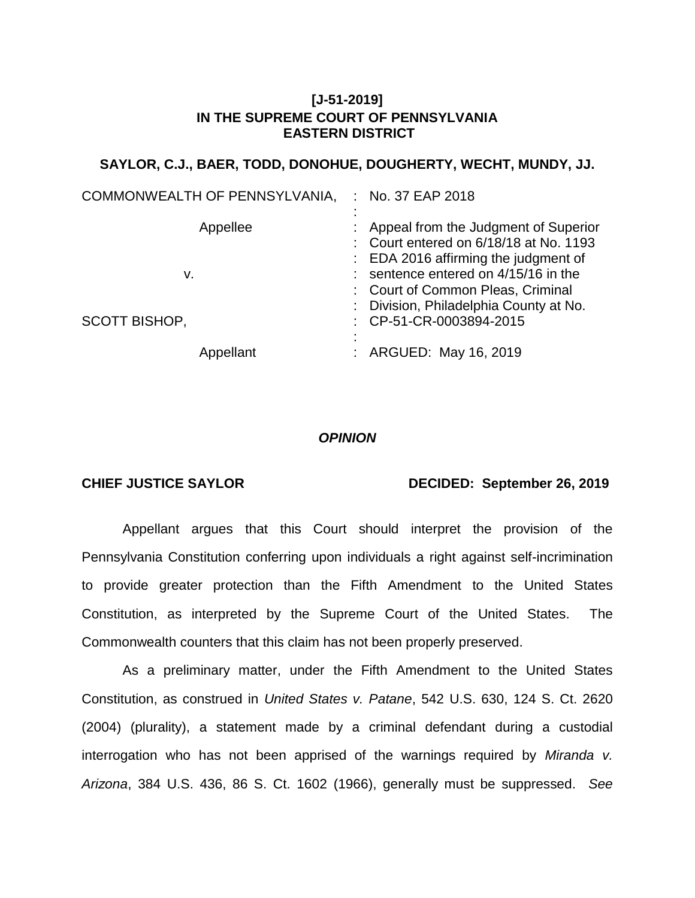**[J-51-2019]**
**IN THE SUPREME COURT OF PENNSYLVANIA**
**EASTERN DISTRICT**

**SAYLOR, C.J., BAER, TODD, DONOHUE, DOUGHERTY, WECHT, MUNDY, JJ.**

| | | |
|---|---|---|
| COMMONWEALTH OF PENNSYLVANIA, | : | No. 37 EAP 2018 |
| | : | |
| Appellee | : | Appeal from the Judgment of Superior Court entered on 6/18/18 at No. 1193 EDA 2016 affirming the judgment of sentence entered on 4/15/16 in the Court of Common Pleas, Criminal Division, Philadelphia County at No. CP-51-CR-0003894-2015 |
| v. | : | |
| SCOTT BISHOP, | : | |
| | : | |
| Appellant | : | ARGUED: May 16, 2019 |

***OPINION***

**CHIEF JUSTICE SAYLOR** **DECIDED: September 26, 2019**

Appellant argues that this Court should interpret the provision of the Pennsylvania Constitution conferring upon individuals a right against self-incrimination to provide greater protection than the Fifth Amendment to the United States Constitution, as interpreted by the Supreme Court of the United States. The Commonwealth counters that this claim has not been properly preserved.

As a preliminary matter, under the Fifth Amendment to the United States Constitution, as construed in *United States v. Patane*, 542 U.S. 630, 124 S. Ct. 2620 (2004) (plurality), a statement made by a criminal defendant during a custodial interrogation who has not been apprised of the warnings required by *Miranda v. Arizona*, 384 U.S. 436, 86 S. Ct. 1602 (1966), generally must be suppressed. *See*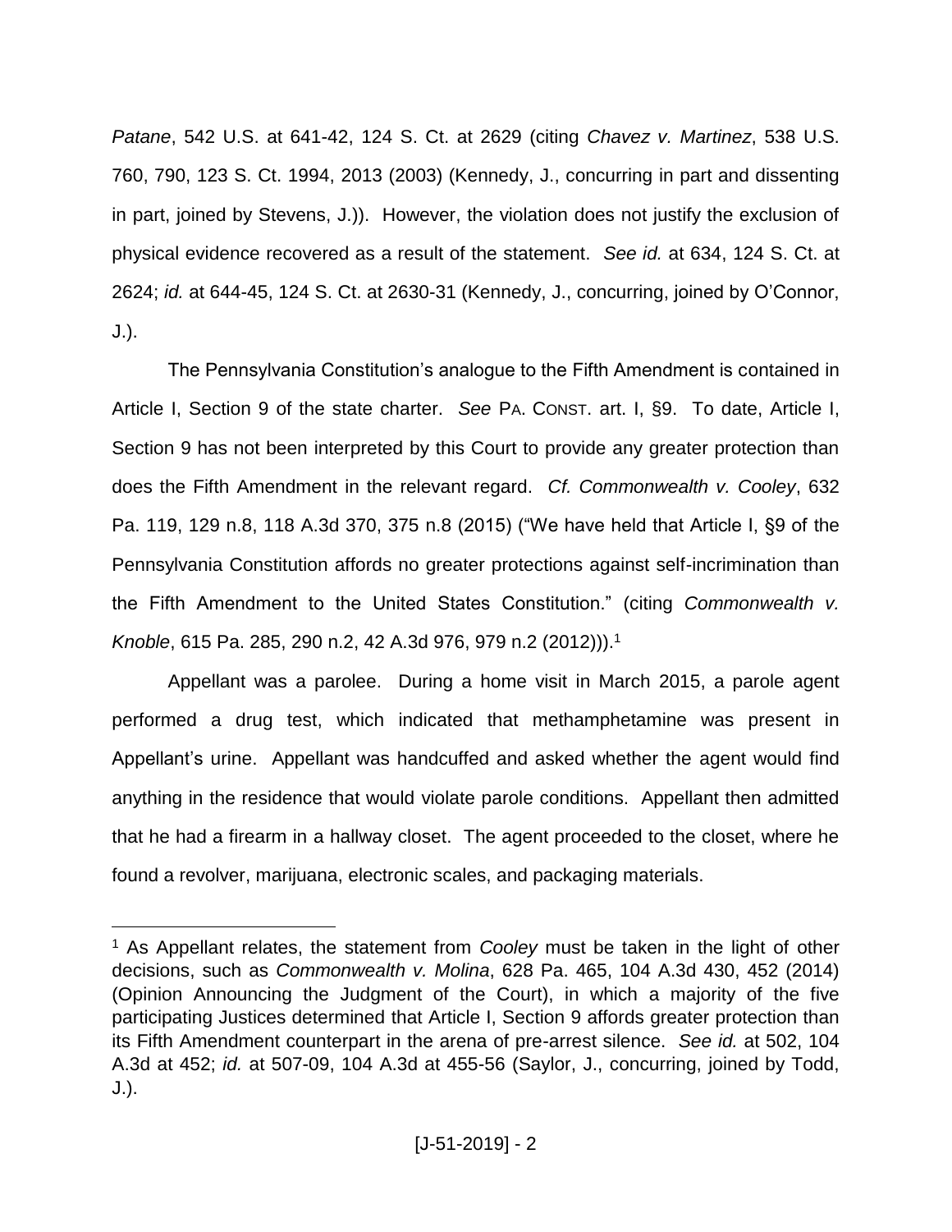*Patane*, 542 U.S. at 641-42, 124 S. Ct. at 2629 (citing *Chavez v. Martinez*, 538 U.S. 760, 790, 123 S. Ct. 1994, 2013 (2003) (Kennedy, J., concurring in part and dissenting in part, joined by Stevens, J.)). However, the violation does not justify the exclusion of physical evidence recovered as a result of the statement. *See id.* at 634, 124 S. Ct. at 2624; *id.* at 644-45, 124 S. Ct. at 2630-31 (Kennedy, J., concurring, joined by O'Connor, J.).

The Pennsylvania Constitution's analogue to the Fifth Amendment is contained in Article I, Section 9 of the state charter. *See* PA. CONST. art. I, §9. To date, Article I, Section 9 has not been interpreted by this Court to provide any greater protection than does the Fifth Amendment in the relevant regard. *Cf. Commonwealth v. Cooley*, 632 Pa. 119, 129 n.8, 118 A.3d 370, 375 n.8 (2015) ("We have held that Article I, §9 of the Pennsylvania Constitution affords no greater protections against self-incrimination than the Fifth Amendment to the United States Constitution." (citing *Commonwealth v. Knoble*, 615 Pa. 285, 290 n.2, 42 A.3d 976, 979 n.2 (2012))).[1]

Appellant was a parolee. During a home visit in March 2015, a parole agent performed a drug test, which indicated that methamphetamine was present in Appellant's urine. Appellant was handcuffed and asked whether the agent would find anything in the residence that would violate parole conditions. Appellant then admitted that he had a firearm in a hallway closet. The agent proceeded to the closet, where he found a revolver, marijuana, electronic scales, and packaging materials.

[1] As Appellant relates, the statement from *Cooley* must be taken in the light of other decisions, such as *Commonwealth v. Molina*, 628 Pa. 465, 104 A.3d 430, 452 (2014) (Opinion Announcing the Judgment of the Court), in which a majority of the five participating Justices determined that Article I, Section 9 affords greater protection than its Fifth Amendment counterpart in the arena of pre-arrest silence. *See id.* at 502, 104 A.3d at 452; *id.* at 507-09, 104 A.3d at 455-56 (Saylor, J., concurring, joined by Todd, J.).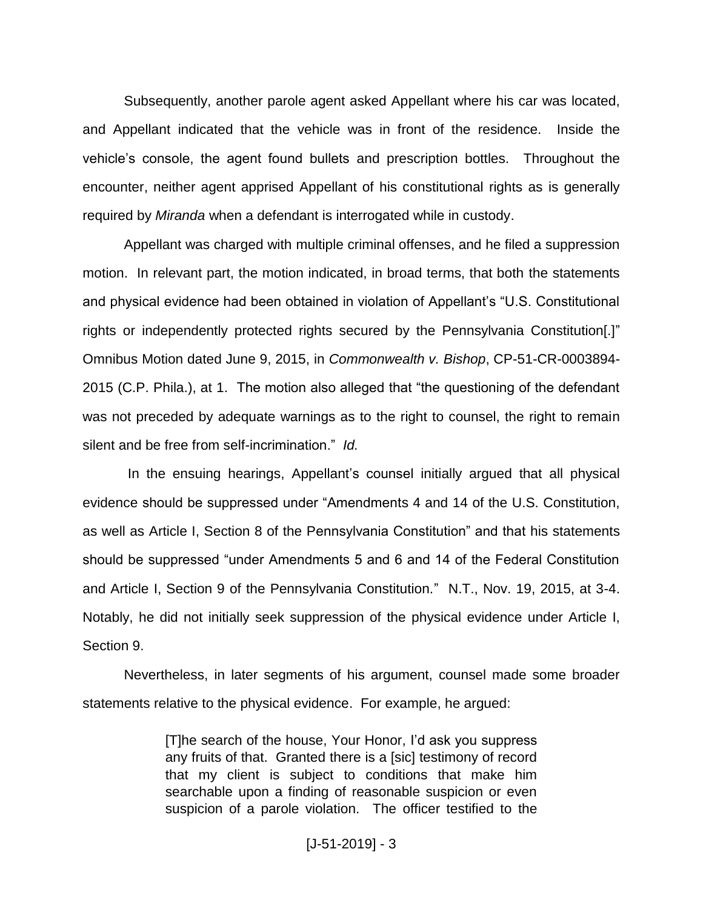Subsequently, another parole agent asked Appellant where his car was located, and Appellant indicated that the vehicle was in front of the residence. Inside the vehicle's console, the agent found bullets and prescription bottles. Throughout the encounter, neither agent apprised Appellant of his constitutional rights as is generally required by *Miranda* when a defendant is interrogated while in custody.

Appellant was charged with multiple criminal offenses, and he filed a suppression motion. In relevant part, the motion indicated, in broad terms, that both the statements and physical evidence had been obtained in violation of Appellant's "U.S. Constitutional rights or independently protected rights secured by the Pennsylvania Constitution[.]" Omnibus Motion dated June 9, 2015, in *Commonwealth v. Bishop*, CP-51-CR-0003894-2015 (C.P. Phila.), at 1. The motion also alleged that "the questioning of the defendant was not preceded by adequate warnings as to the right to counsel, the right to remain silent and be free from self-incrimination." *Id.*

In the ensuing hearings, Appellant's counsel initially argued that all physical evidence should be suppressed under "Amendments 4 and 14 of the U.S. Constitution, as well as Article I, Section 8 of the Pennsylvania Constitution" and that his statements should be suppressed "under Amendments 5 and 6 and 14 of the Federal Constitution and Article I, Section 9 of the Pennsylvania Constitution." N.T., Nov. 19, 2015, at 3-4. Notably, he did not initially seek suppression of the physical evidence under Article I, Section 9.

Nevertheless, in later segments of his argument, counsel made some broader statements relative to the physical evidence. For example, he argued:

> [T]he search of the house, Your Honor, I'd ask you suppress any fruits of that. Granted there is a [sic] testimony of record that my client is subject to conditions that make him searchable upon a finding of reasonable suspicion or even suspicion of a parole violation. The officer testified to the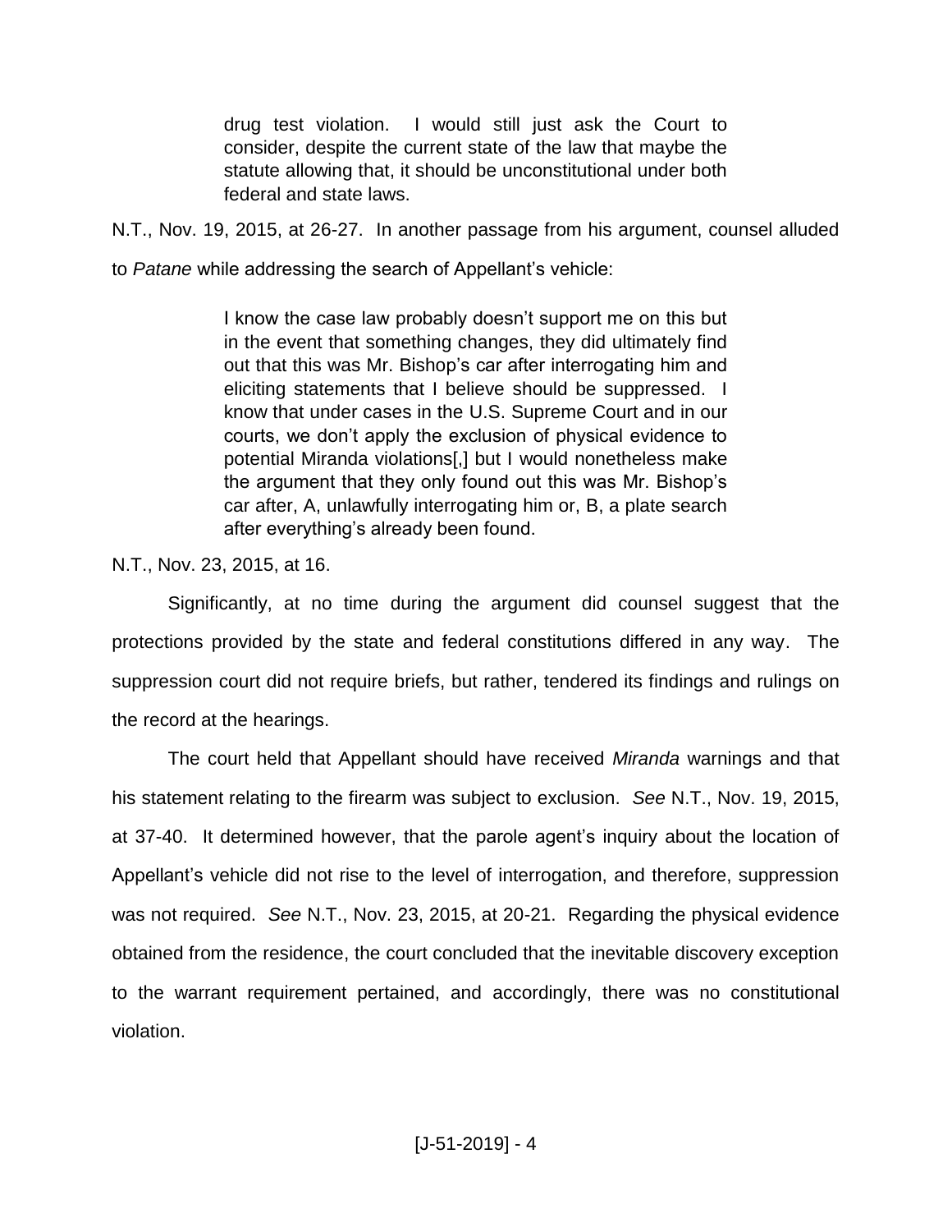> drug test violation. I would still just ask the Court to consider, despite the current state of the law that maybe the statute allowing that, it should be unconstitutional under both federal and state laws.

N.T., Nov. 19, 2015, at 26-27. In another passage from his argument, counsel alluded to *Patane* while addressing the search of Appellant's vehicle:

> I know the case law probably doesn't support me on this but in the event that something changes, they did ultimately find out that this was Mr. Bishop's car after interrogating him and eliciting statements that I believe should be suppressed. I know that under cases in the U.S. Supreme Court and in our courts, we don't apply the exclusion of physical evidence to potential Miranda violations[,] but I would nonetheless make the argument that they only found out this was Mr. Bishop's car after, A, unlawfully interrogating him or, B, a plate search after everything's already been found.

N.T., Nov. 23, 2015, at 16.

Significantly, at no time during the argument did counsel suggest that the protections provided by the state and federal constitutions differed in any way. The suppression court did not require briefs, but rather, tendered its findings and rulings on the record at the hearings.

The court held that Appellant should have received *Miranda* warnings and that his statement relating to the firearm was subject to exclusion. *See* N.T., Nov. 19, 2015, at 37-40. It determined however, that the parole agent's inquiry about the location of Appellant's vehicle did not rise to the level of interrogation, and therefore, suppression was not required. *See* N.T., Nov. 23, 2015, at 20-21. Regarding the physical evidence obtained from the residence, the court concluded that the inevitable discovery exception to the warrant requirement pertained, and accordingly, there was no constitutional violation.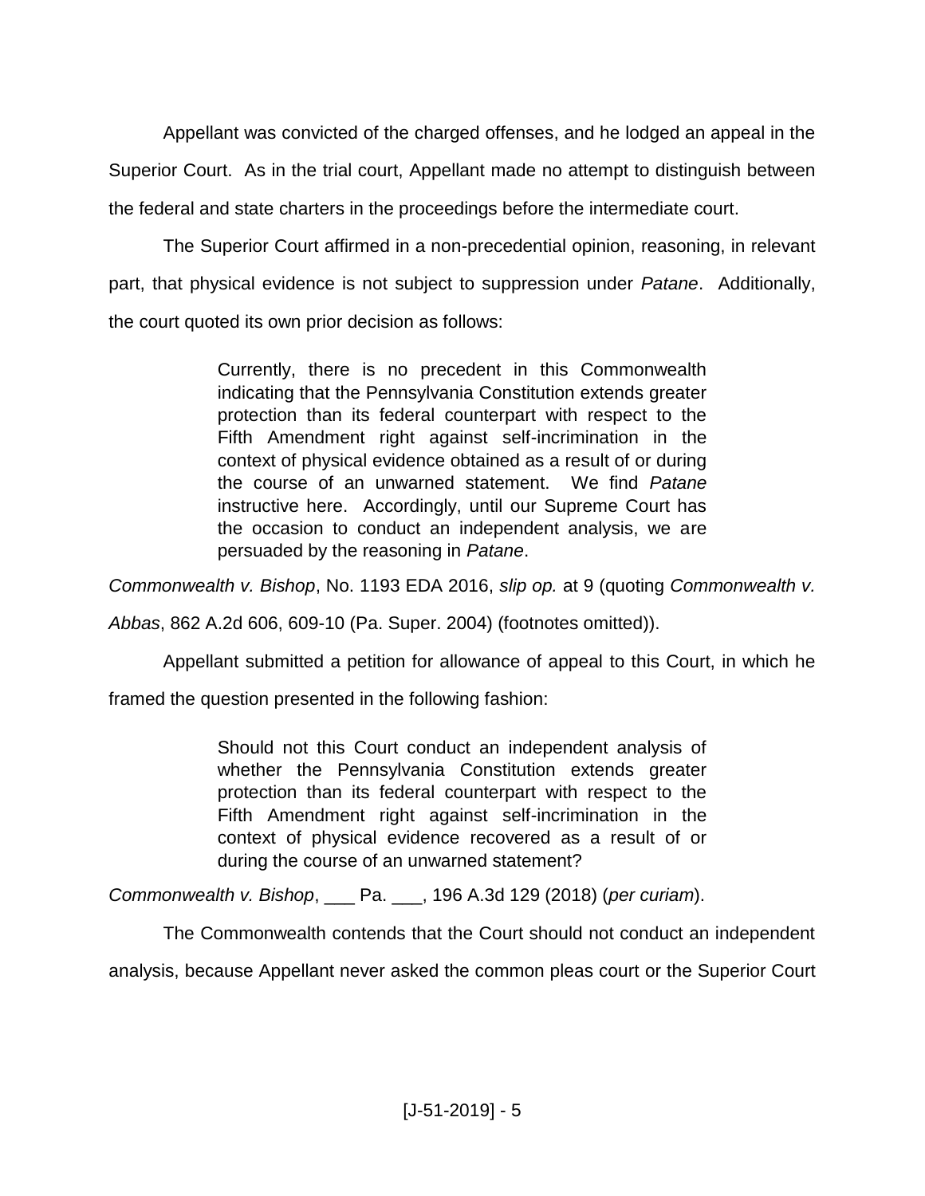Appellant was convicted of the charged offenses, and he lodged an appeal in the Superior Court. As in the trial court, Appellant made no attempt to distinguish between the federal and state charters in the proceedings before the intermediate court.

The Superior Court affirmed in a non-precedential opinion, reasoning, in relevant part, that physical evidence is not subject to suppression under *Patane*. Additionally, the court quoted its own prior decision as follows:

> Currently, there is no precedent in this Commonwealth indicating that the Pennsylvania Constitution extends greater protection than its federal counterpart with respect to the Fifth Amendment right against self-incrimination in the context of physical evidence obtained as a result of or during the course of an unwarned statement. We find *Patane* instructive here. Accordingly, until our Supreme Court has the occasion to conduct an independent analysis, we are persuaded by the reasoning in *Patane*.

*Commonwealth v. Bishop*, No. 1193 EDA 2016, *slip op.* at 9 (quoting *Commonwealth v. Abbas*, 862 A.2d 606, 609-10 (Pa. Super. 2004) (footnotes omitted)).

Appellant submitted a petition for allowance of appeal to this Court, in which he framed the question presented in the following fashion:

> Should not this Court conduct an independent analysis of whether the Pennsylvania Constitution extends greater protection than its federal counterpart with respect to the Fifth Amendment right against self-incrimination in the context of physical evidence recovered as a result of or during the course of an unwarned statement?

*Commonwealth v. Bishop*, ___ Pa. ___, 196 A.3d 129 (2018) (*per curiam*).

The Commonwealth contends that the Court should not conduct an independent analysis, because Appellant never asked the common pleas court or the Superior Court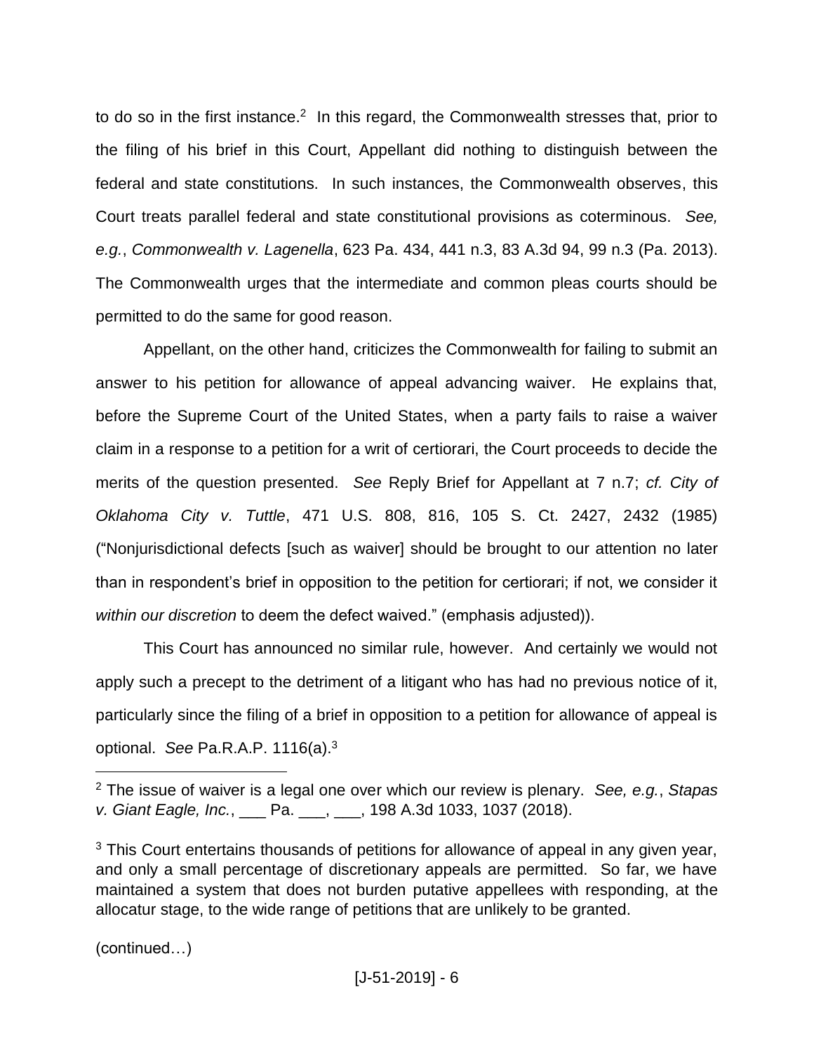to do so in the first instance.[2] In this regard, the Commonwealth stresses that, prior to the filing of his brief in this Court, Appellant did nothing to distinguish between the federal and state constitutions. In such instances, the Commonwealth observes, this Court treats parallel federal and state constitutional provisions as coterminous. *See, e.g.*, *Commonwealth v. Lagenella*, 623 Pa. 434, 441 n.3, 83 A.3d 94, 99 n.3 (Pa. 2013). The Commonwealth urges that the intermediate and common pleas courts should be permitted to do the same for good reason.

Appellant, on the other hand, criticizes the Commonwealth for failing to submit an answer to his petition for allowance of appeal advancing waiver. He explains that, before the Supreme Court of the United States, when a party fails to raise a waiver claim in a response to a petition for a writ of certiorari, the Court proceeds to decide the merits of the question presented. *See* Reply Brief for Appellant at 7 n.7; *cf. City of Oklahoma City v. Tuttle*, 471 U.S. 808, 816, 105 S. Ct. 2427, 2432 (1985) ("Nonjurisdictional defects [such as waiver] should be brought to our attention no later than in respondent's brief in opposition to the petition for certiorari; if not, we consider it *within our discretion* to deem the defect waived." (emphasis adjusted)).

This Court has announced no similar rule, however. And certainly we would not apply such a precept to the detriment of a litigant who has had no previous notice of it, particularly since the filing of a brief in opposition to a petition for allowance of appeal is optional. *See* Pa.R.A.P. 1116(a).[3]

---

[2] The issue of waiver is a legal one over which our review is plenary. *See, e.g.*, *Stapas v. Giant Eagle, Inc.*, ___ Pa. ___, ___, 198 A.3d 1033, 1037 (2018).

[3] This Court entertains thousands of petitions for allowance of appeal in any given year, and only a small percentage of discretionary appeals are permitted. So far, we have maintained a system that does not burden putative appellees with responding, at the allocatur stage, to the wide range of petitions that are unlikely to be granted.

(continued…)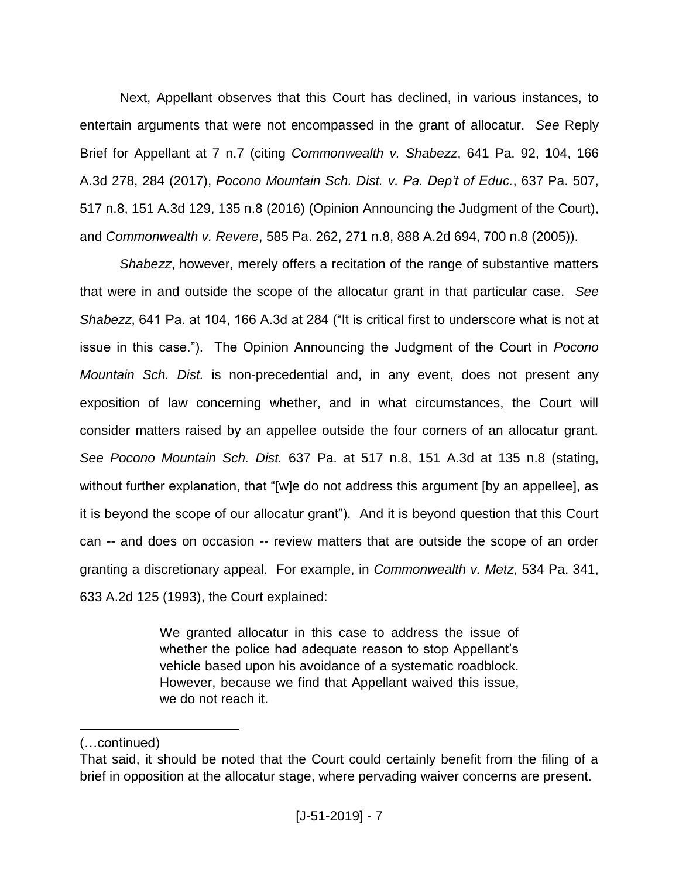Next, Appellant observes that this Court has declined, in various instances, to entertain arguments that were not encompassed in the grant of allocatur. *See* Reply Brief for Appellant at 7 n.7 (citing *Commonwealth v. Shabezz*, 641 Pa. 92, 104, 166 A.3d 278, 284 (2017), *Pocono Mountain Sch. Dist. v. Pa. Dep't of Educ.*, 637 Pa. 507, 517 n.8, 151 A.3d 129, 135 n.8 (2016) (Opinion Announcing the Judgment of the Court), and *Commonwealth v. Revere*, 585 Pa. 262, 271 n.8, 888 A.2d 694, 700 n.8 (2005)).

*Shabezz*, however, merely offers a recitation of the range of substantive matters that were in and outside the scope of the allocatur grant in that particular case. *See Shabezz*, 641 Pa. at 104, 166 A.3d at 284 ("It is critical first to underscore what is not at issue in this case."). The Opinion Announcing the Judgment of the Court in *Pocono Mountain Sch. Dist.* is non-precedential and, in any event, does not present any exposition of law concerning whether, and in what circumstances, the Court will consider matters raised by an appellee outside the four corners of an allocatur grant. *See Pocono Mountain Sch. Dist.* 637 Pa. at 517 n.8, 151 A.3d at 135 n.8 (stating, without further explanation, that "[w]e do not address this argument [by an appellee], as it is beyond the scope of our allocatur grant"). And it is beyond question that this Court can -- and does on occasion -- review matters that are outside the scope of an order granting a discretionary appeal. For example, in *Commonwealth v. Metz*, 534 Pa. 341, 633 A.2d 125 (1993), the Court explained:

> We granted allocatur in this case to address the issue of whether the police had adequate reason to stop Appellant's vehicle based upon his avoidance of a systematic roadblock. However, because we find that Appellant waived this issue, we do not reach it.

---

(…continued)

That said, it should be noted that the Court could certainly benefit from the filing of a brief in opposition at the allocatur stage, where pervading waiver concerns are present.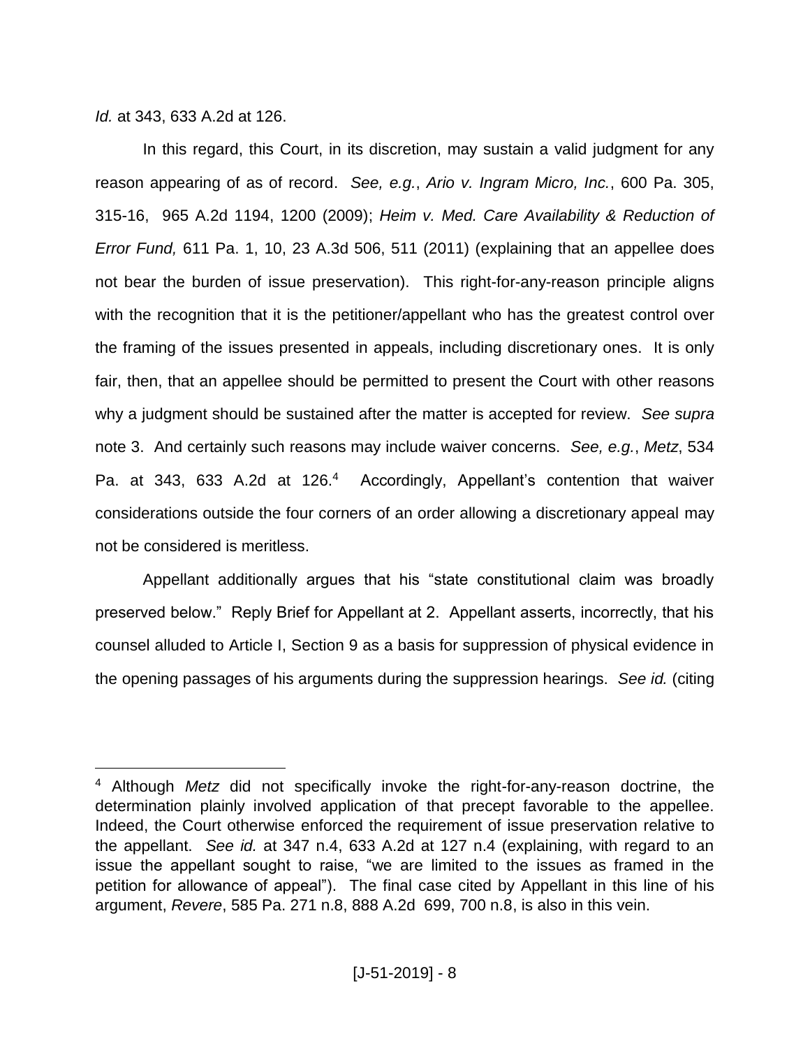*Id.* at 343, 633 A.2d at 126.

In this regard, this Court, in its discretion, may sustain a valid judgment for any reason appearing of as of record. *See, e.g.*, *Ario v. Ingram Micro, Inc.*, 600 Pa. 305, 315-16, 965 A.2d 1194, 1200 (2009); *Heim v. Med. Care Availability & Reduction of Error Fund,* 611 Pa. 1, 10, 23 A.3d 506, 511 (2011) (explaining that an appellee does not bear the burden of issue preservation). This right-for-any-reason principle aligns with the recognition that it is the petitioner/appellant who has the greatest control over the framing of the issues presented in appeals, including discretionary ones. It is only fair, then, that an appellee should be permitted to present the Court with other reasons why a judgment should be sustained after the matter is accepted for review. *See supra* note 3. And certainly such reasons may include waiver concerns. *See, e.g.*, *Metz*, 534 Pa. at 343, 633 A.2d at 126.[4] Accordingly, Appellant's contention that waiver considerations outside the four corners of an order allowing a discretionary appeal may not be considered is meritless.

Appellant additionally argues that his "state constitutional claim was broadly preserved below." Reply Brief for Appellant at 2. Appellant asserts, incorrectly, that his counsel alluded to Article I, Section 9 as a basis for suppression of physical evidence in the opening passages of his arguments during the suppression hearings. *See id.* (citing

---

[4] Although *Metz* did not specifically invoke the right-for-any-reason doctrine, the determination plainly involved application of that precept favorable to the appellee. Indeed, the Court otherwise enforced the requirement of issue preservation relative to the appellant. *See id.* at 347 n.4, 633 A.2d at 127 n.4 (explaining, with regard to an issue the appellant sought to raise, "we are limited to the issues as framed in the petition for allowance of appeal"). The final case cited by Appellant in this line of his argument, *Revere*, 585 Pa. 271 n.8, 888 A.2d 699, 700 n.8, is also in this vein.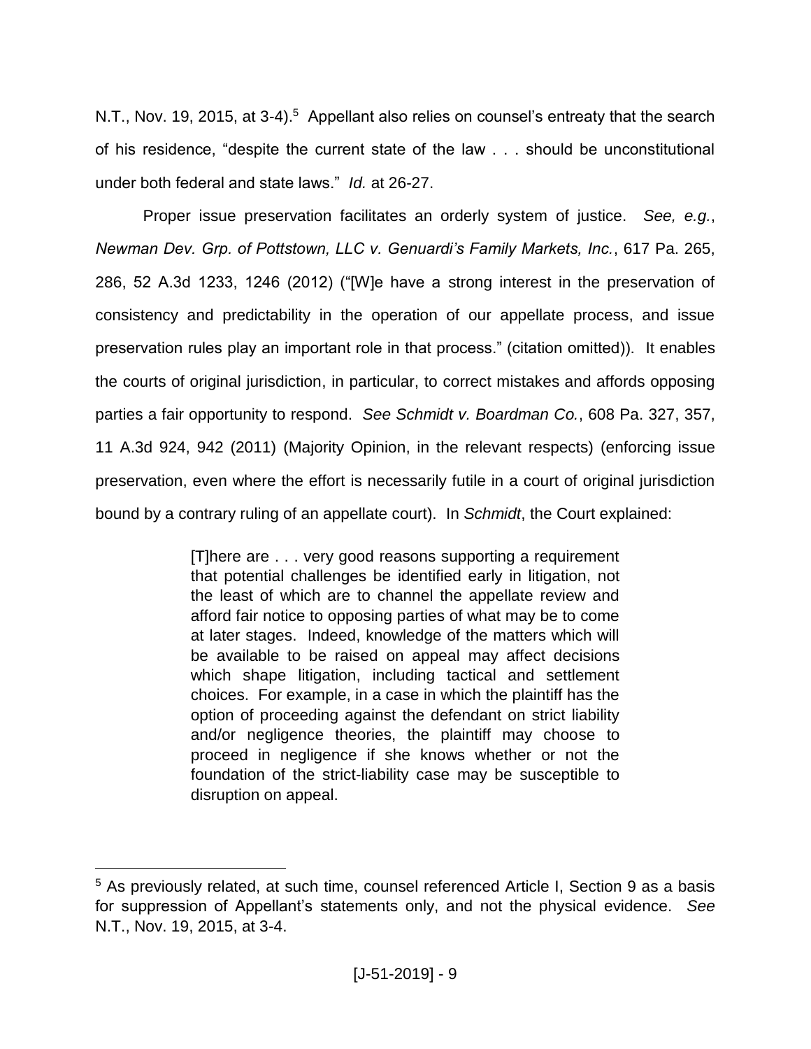N.T., Nov. 19, 2015, at 3-4).[5] Appellant also relies on counsel's entreaty that the search of his residence, "despite the current state of the law . . . should be unconstitutional under both federal and state laws." *Id.* at 26-27.

Proper issue preservation facilitates an orderly system of justice. *See, e.g.*, *Newman Dev. Grp. of Pottstown, LLC v. Genuardi's Family Markets, Inc.*, 617 Pa. 265, 286, 52 A.3d 1233, 1246 (2012) ("[W]e have a strong interest in the preservation of consistency and predictability in the operation of our appellate process, and issue preservation rules play an important role in that process." (citation omitted)). It enables the courts of original jurisdiction, in particular, to correct mistakes and affords opposing parties a fair opportunity to respond. *See Schmidt v. Boardman Co.*, 608 Pa. 327, 357, 11 A.3d 924, 942 (2011) (Majority Opinion, in the relevant respects) (enforcing issue preservation, even where the effort is necessarily futile in a court of original jurisdiction bound by a contrary ruling of an appellate court). In *Schmidt*, the Court explained:

> [T]here are . . . very good reasons supporting a requirement that potential challenges be identified early in litigation, not the least of which are to channel the appellate review and afford fair notice to opposing parties of what may be to come at later stages. Indeed, knowledge of the matters which will be available to be raised on appeal may affect decisions which shape litigation, including tactical and settlement choices. For example, in a case in which the plaintiff has the option of proceeding against the defendant on strict liability and/or negligence theories, the plaintiff may choose to proceed in negligence if she knows whether or not the foundation of the strict-liability case may be susceptible to disruption on appeal.

---

[5] As previously related, at such time, counsel referenced Article I, Section 9 as a basis for suppression of Appellant's statements only, and not the physical evidence. *See* N.T., Nov. 19, 2015, at 3-4.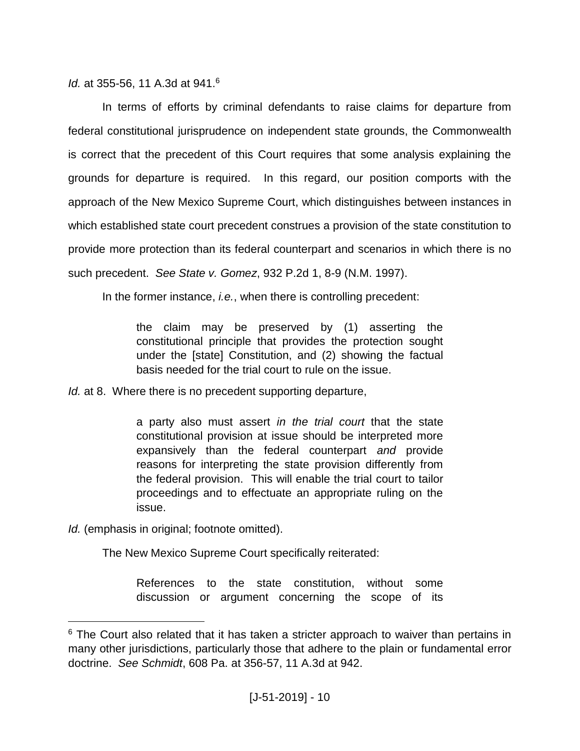*Id.* at 355-56, 11 A.3d at 941.[6]

In terms of efforts by criminal defendants to raise claims for departure from federal constitutional jurisprudence on independent state grounds, the Commonwealth is correct that the precedent of this Court requires that some analysis explaining the grounds for departure is required. In this regard, our position comports with the approach of the New Mexico Supreme Court, which distinguishes between instances in which established state court precedent construes a provision of the state constitution to provide more protection than its federal counterpart and scenarios in which there is no such precedent. *See State v. Gomez*, 932 P.2d 1, 8-9 (N.M. 1997).

In the former instance, *i.e.*, when there is controlling precedent:

> the claim may be preserved by (1) asserting the constitutional principle that provides the protection sought under the [state] Constitution, and (2) showing the factual basis needed for the trial court to rule on the issue.

*Id.* at 8. Where there is no precedent supporting departure,

> a party also must assert *in the trial court* that the state constitutional provision at issue should be interpreted more expansively than the federal counterpart *and* provide reasons for interpreting the state provision differently from the federal provision. This will enable the trial court to tailor proceedings and to effectuate an appropriate ruling on the issue.

*Id.* (emphasis in original; footnote omitted).

The New Mexico Supreme Court specifically reiterated:

> References to the state constitution, without some discussion or argument concerning the scope of its

---

[6] The Court also related that it has taken a stricter approach to waiver than pertains in many other jurisdictions, particularly those that adhere to the plain or fundamental error doctrine. *See Schmidt*, 608 Pa. at 356-57, 11 A.3d at 942.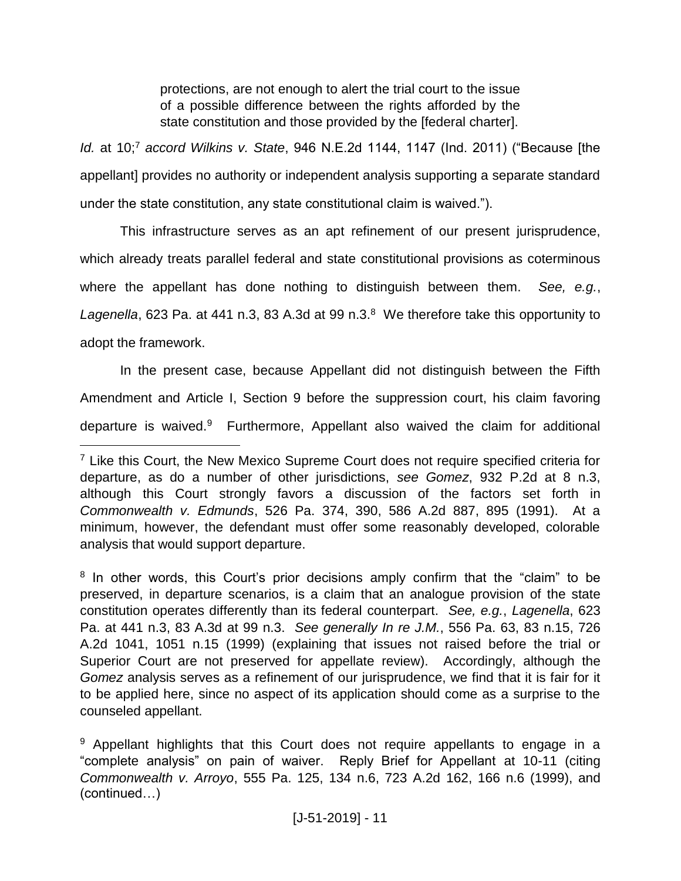> protections, are not enough to alert the trial court to the issue of a possible difference between the rights afforded by the state constitution and those provided by the [federal charter].

*Id.* at 10;[7] *accord Wilkins v. State*, 946 N.E.2d 1144, 1147 (Ind. 2011) ("Because [the appellant] provides no authority or independent analysis supporting a separate standard under the state constitution, any state constitutional claim is waived.").

This infrastructure serves as an apt refinement of our present jurisprudence, which already treats parallel federal and state constitutional provisions as coterminous where the appellant has done nothing to distinguish between them. *See, e.g.*, *Lagenella*, 623 Pa. at 441 n.3, 83 A.3d at 99 n.3.[8] We therefore take this opportunity to adopt the framework.

In the present case, because Appellant did not distinguish between the Fifth Amendment and Article I, Section 9 before the suppression court, his claim favoring departure is waived.[9] Furthermore, Appellant also waived the claim for additional

---

[7] Like this Court, the New Mexico Supreme Court does not require specified criteria for departure, as do a number of other jurisdictions, *see Gomez*, 932 P.2d at 8 n.3, although this Court strongly favors a discussion of the factors set forth in *Commonwealth v. Edmunds*, 526 Pa. 374, 390, 586 A.2d 887, 895 (1991). At a minimum, however, the defendant must offer some reasonably developed, colorable analysis that would support departure.

[8] In other words, this Court's prior decisions amply confirm that the "claim" to be preserved, in departure scenarios, is a claim that an analogue provision of the state constitution operates differently than its federal counterpart. *See, e.g.*, *Lagenella*, 623 Pa. at 441 n.3, 83 A.3d at 99 n.3. *See generally In re J.M.*, 556 Pa. 63, 83 n.15, 726 A.2d 1041, 1051 n.15 (1999) (explaining that issues not raised before the trial or Superior Court are not preserved for appellate review). Accordingly, although the *Gomez* analysis serves as a refinement of our jurisprudence, we find that it is fair for it to be applied here, since no aspect of its application should come as a surprise to the counseled appellant.

[9] Appellant highlights that this Court does not require appellants to engage in a "complete analysis" on pain of waiver. Reply Brief for Appellant at 10-11 (citing *Commonwealth v. Arroyo*, 555 Pa. 125, 134 n.6, 723 A.2d 162, 166 n.6 (1999), and (continued…)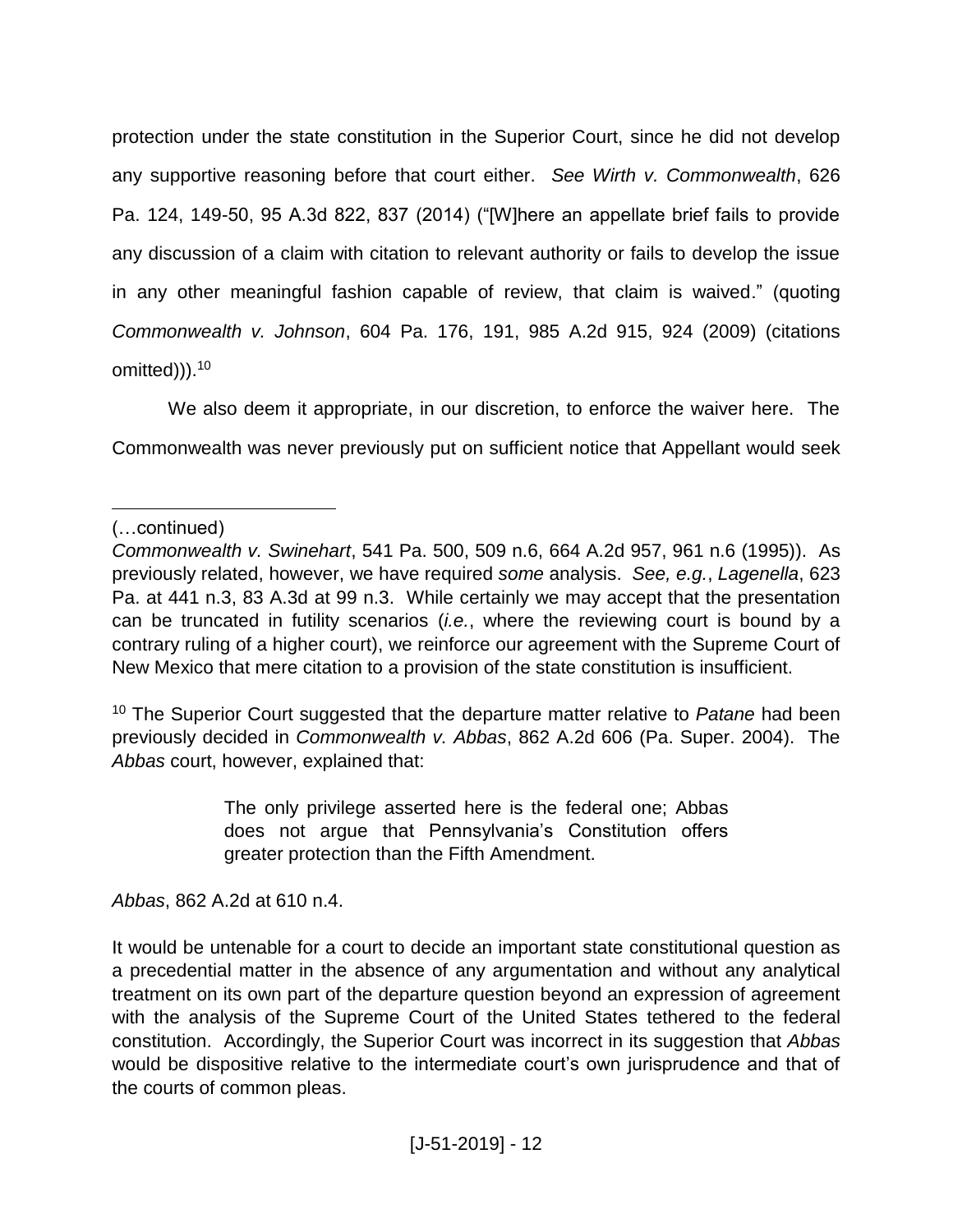protection under the state constitution in the Superior Court, since he did not develop any supportive reasoning before that court either. *See Wirth v. Commonwealth*, 626 Pa. 124, 149-50, 95 A.3d 822, 837 (2014) ("[W]here an appellate brief fails to provide any discussion of a claim with citation to relevant authority or fails to develop the issue in any other meaningful fashion capable of review, that claim is waived." (quoting *Commonwealth v. Johnson*, 604 Pa. 176, 191, 985 A.2d 915, 924 (2009) (citations omitted))).[10]

We also deem it appropriate, in our discretion, to enforce the waiver here. The Commonwealth was never previously put on sufficient notice that Appellant would seek

---

(…continued)

*Commonwealth v. Swinehart*, 541 Pa. 500, 509 n.6, 664 A.2d 957, 961 n.6 (1995)). As previously related, however, we have required *some* analysis. *See, e.g.*, *Lagenella*, 623 Pa. at 441 n.3, 83 A.3d at 99 n.3. While certainly we may accept that the presentation can be truncated in futility scenarios (*i.e.*, where the reviewing court is bound by a contrary ruling of a higher court), we reinforce our agreement with the Supreme Court of New Mexico that mere citation to a provision of the state constitution is insufficient.

[10] The Superior Court suggested that the departure matter relative to *Patane* had been previously decided in *Commonwealth v. Abbas*, 862 A.2d 606 (Pa. Super. 2004). The *Abbas* court, however, explained that:

> The only privilege asserted here is the federal one; Abbas does not argue that Pennsylvania's Constitution offers greater protection than the Fifth Amendment.

*Abbas*, 862 A.2d at 610 n.4.

It would be untenable for a court to decide an important state constitutional question as a precedential matter in the absence of any argumentation and without any analytical treatment on its own part of the departure question beyond an expression of agreement with the analysis of the Supreme Court of the United States tethered to the federal constitution. Accordingly, the Superior Court was incorrect in its suggestion that *Abbas* would be dispositive relative to the intermediate court's own jurisprudence and that of the courts of common pleas.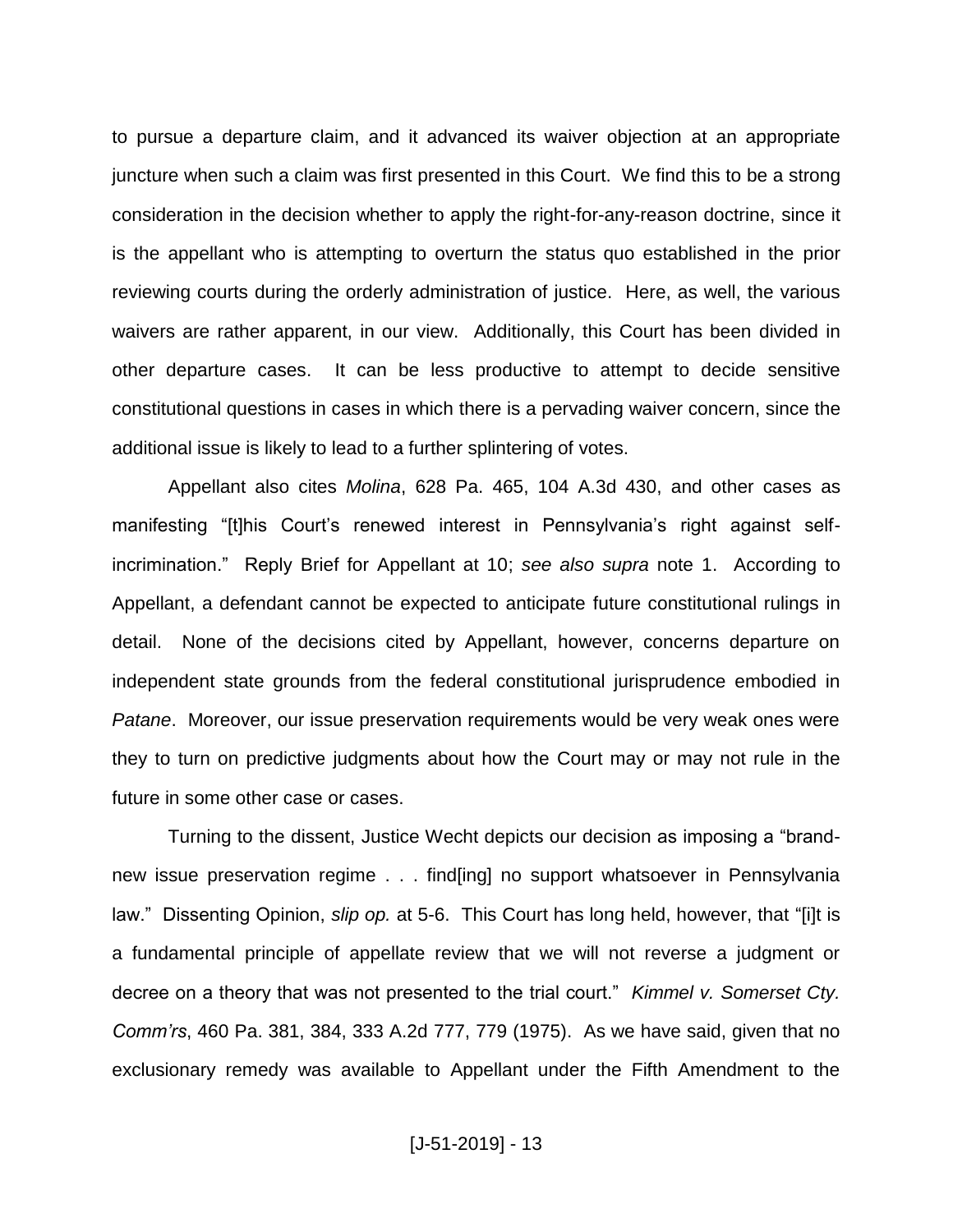to pursue a departure claim, and it advanced its waiver objection at an appropriate juncture when such a claim was first presented in this Court. We find this to be a strong consideration in the decision whether to apply the right-for-any-reason doctrine, since it is the appellant who is attempting to overturn the status quo established in the prior reviewing courts during the orderly administration of justice. Here, as well, the various waivers are rather apparent, in our view. Additionally, this Court has been divided in other departure cases. It can be less productive to attempt to decide sensitive constitutional questions in cases in which there is a pervading waiver concern, since the additional issue is likely to lead to a further splintering of votes.

Appellant also cites *Molina*, 628 Pa. 465, 104 A.3d 430, and other cases as manifesting "[t]his Court's renewed interest in Pennsylvania's right against self-incrimination." Reply Brief for Appellant at 10; *see also supra* note 1. According to Appellant, a defendant cannot be expected to anticipate future constitutional rulings in detail. None of the decisions cited by Appellant, however, concerns departure on independent state grounds from the federal constitutional jurisprudence embodied in *Patane*. Moreover, our issue preservation requirements would be very weak ones were they to turn on predictive judgments about how the Court may or may not rule in the future in some other case or cases.

Turning to the dissent, Justice Wecht depicts our decision as imposing a "brand-new issue preservation regime . . . find[ing] no support whatsoever in Pennsylvania law." Dissenting Opinion, *slip op.* at 5-6. This Court has long held, however, that "[i]t is a fundamental principle of appellate review that we will not reverse a judgment or decree on a theory that was not presented to the trial court." *Kimmel v. Somerset Cty. Comm'rs*, 460 Pa. 381, 384, 333 A.2d 777, 779 (1975). As we have said, given that no exclusionary remedy was available to Appellant under the Fifth Amendment to the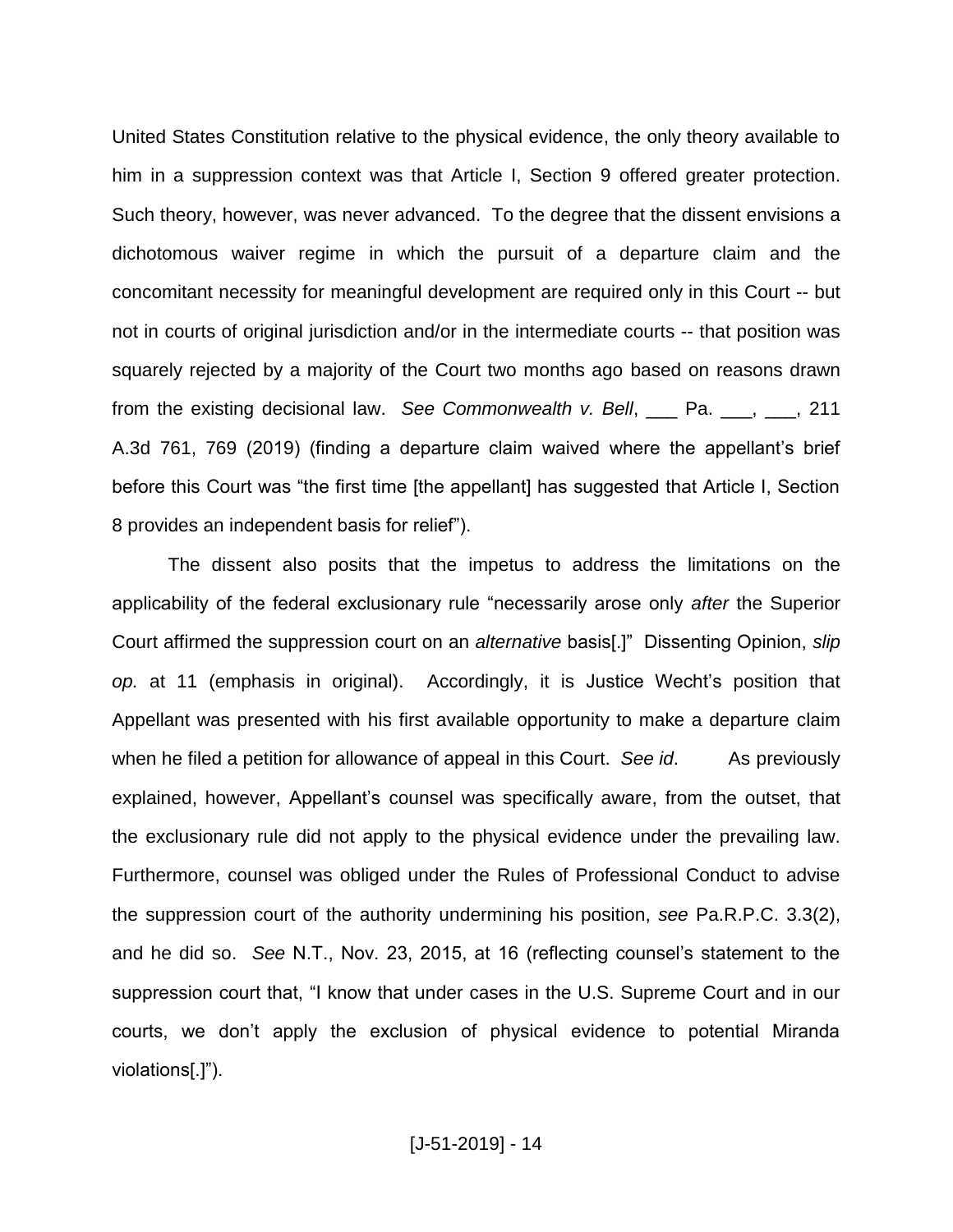United States Constitution relative to the physical evidence, the only theory available to him in a suppression context was that Article I, Section 9 offered greater protection. Such theory, however, was never advanced. To the degree that the dissent envisions a dichotomous waiver regime in which the pursuit of a departure claim and the concomitant necessity for meaningful development are required only in this Court -- but not in courts of original jurisdiction and/or in the intermediate courts -- that position was squarely rejected by a majority of the Court two months ago based on reasons drawn from the existing decisional law. *See Commonwealth v. Bell*, ___ Pa. ___, ___, 211 A.3d 761, 769 (2019) (finding a departure claim waived where the appellant's brief before this Court was "the first time [the appellant] has suggested that Article I, Section 8 provides an independent basis for relief").

The dissent also posits that the impetus to address the limitations on the applicability of the federal exclusionary rule "necessarily arose only *after* the Superior Court affirmed the suppression court on an *alternative* basis[.]" Dissenting Opinion, *slip op.* at 11 (emphasis in original). Accordingly, it is Justice Wecht's position that Appellant was presented with his first available opportunity to make a departure claim when he filed a petition for allowance of appeal in this Court. *See id*. As previously explained, however, Appellant's counsel was specifically aware, from the outset, that the exclusionary rule did not apply to the physical evidence under the prevailing law. Furthermore, counsel was obliged under the Rules of Professional Conduct to advise the suppression court of the authority undermining his position, *see* Pa.R.P.C. 3.3(2), and he did so. *See* N.T., Nov. 23, 2015, at 16 (reflecting counsel's statement to the suppression court that, "I know that under cases in the U.S. Supreme Court and in our courts, we don't apply the exclusion of physical evidence to potential Miranda violations[.]").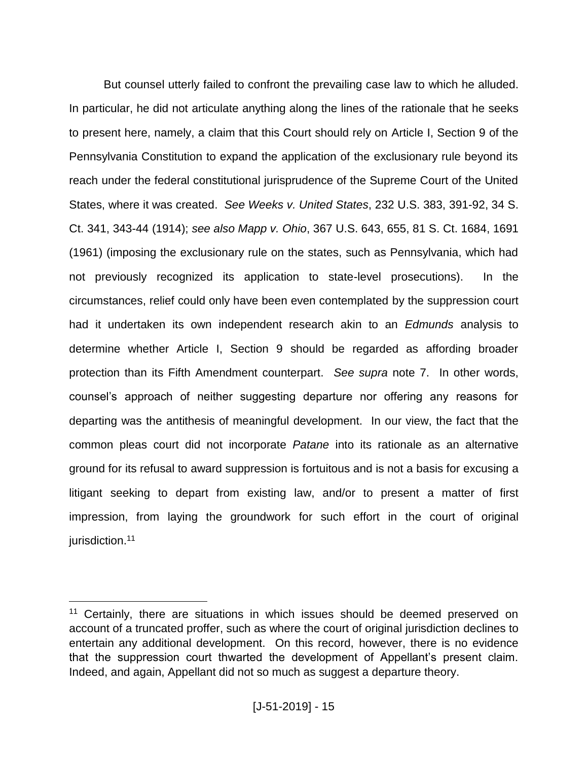But counsel utterly failed to confront the prevailing case law to which he alluded. In particular, he did not articulate anything along the lines of the rationale that he seeks to present here, namely, a claim that this Court should rely on Article I, Section 9 of the Pennsylvania Constitution to expand the application of the exclusionary rule beyond its reach under the federal constitutional jurisprudence of the Supreme Court of the United States, where it was created. *See Weeks v. United States*, 232 U.S. 383, 391-92, 34 S. Ct. 341, 343-44 (1914); *see also Mapp v. Ohio*, 367 U.S. 643, 655, 81 S. Ct. 1684, 1691 (1961) (imposing the exclusionary rule on the states, such as Pennsylvania, which had not previously recognized its application to state-level prosecutions). In the circumstances, relief could only have been even contemplated by the suppression court had it undertaken its own independent research akin to an *Edmunds* analysis to determine whether Article I, Section 9 should be regarded as affording broader protection than its Fifth Amendment counterpart. *See supra* note 7. In other words, counsel's approach of neither suggesting departure nor offering any reasons for departing was the antithesis of meaningful development. In our view, the fact that the common pleas court did not incorporate *Patane* into its rationale as an alternative ground for its refusal to award suppression is fortuitous and is not a basis for excusing a litigant seeking to depart from existing law, and/or to present a matter of first impression, from laying the groundwork for such effort in the court of original jurisdiction.[11]

---

[11] Certainly, there are situations in which issues should be deemed preserved on account of a truncated proffer, such as where the court of original jurisdiction declines to entertain any additional development. On this record, however, there is no evidence that the suppression court thwarted the development of Appellant's present claim. Indeed, and again, Appellant did not so much as suggest a departure theory.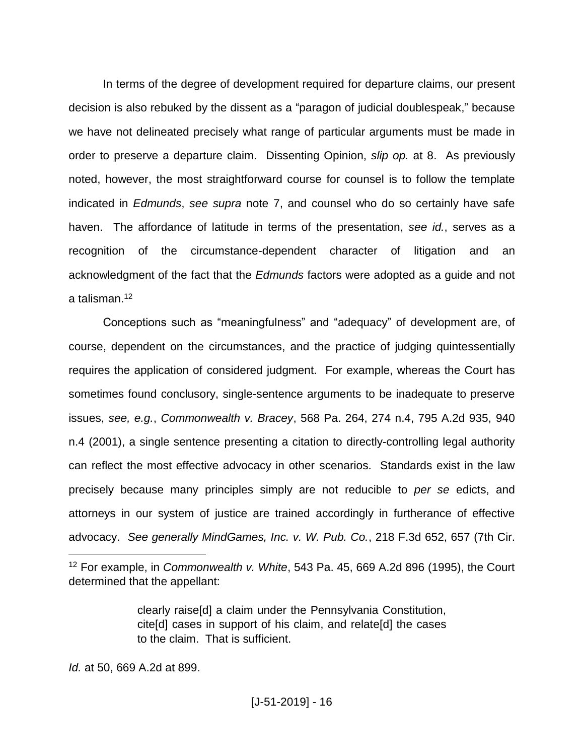In terms of the degree of development required for departure claims, our present decision is also rebuked by the dissent as a "paragon of judicial doublespeak," because we have not delineated precisely what range of particular arguments must be made in order to preserve a departure claim. Dissenting Opinion, *slip op.* at 8. As previously noted, however, the most straightforward course for counsel is to follow the template indicated in *Edmunds*, *see supra* note 7, and counsel who do so certainly have safe haven. The affordance of latitude in terms of the presentation, *see id.*, serves as a recognition of the circumstance-dependent character of litigation and an acknowledgment of the fact that the *Edmunds* factors were adopted as a guide and not a talisman.[12]

Conceptions such as "meaningfulness" and "adequacy" of development are, of course, dependent on the circumstances, and the practice of judging quintessentially requires the application of considered judgment. For example, whereas the Court has sometimes found conclusory, single-sentence arguments to be inadequate to preserve issues, *see, e.g.*, *Commonwealth v. Bracey*, 568 Pa. 264, 274 n.4, 795 A.2d 935, 940 n.4 (2001), a single sentence presenting a citation to directly-controlling legal authority can reflect the most effective advocacy in other scenarios. Standards exist in the law precisely because many principles simply are not reducible to *per se* edicts, and attorneys in our system of justice are trained accordingly in furtherance of effective advocacy. *See generally MindGames, Inc. v. W. Pub. Co.*, 218 F.3d 652, 657 (7th Cir.

---

[12] For example, in *Commonwealth v. White*, 543 Pa. 45, 669 A.2d 896 (1995), the Court determined that the appellant:

> clearly raise[d] a claim under the Pennsylvania Constitution, cite[d] cases in support of his claim, and relate[d] the cases to the claim. That is sufficient.

*Id.* at 50, 669 A.2d at 899.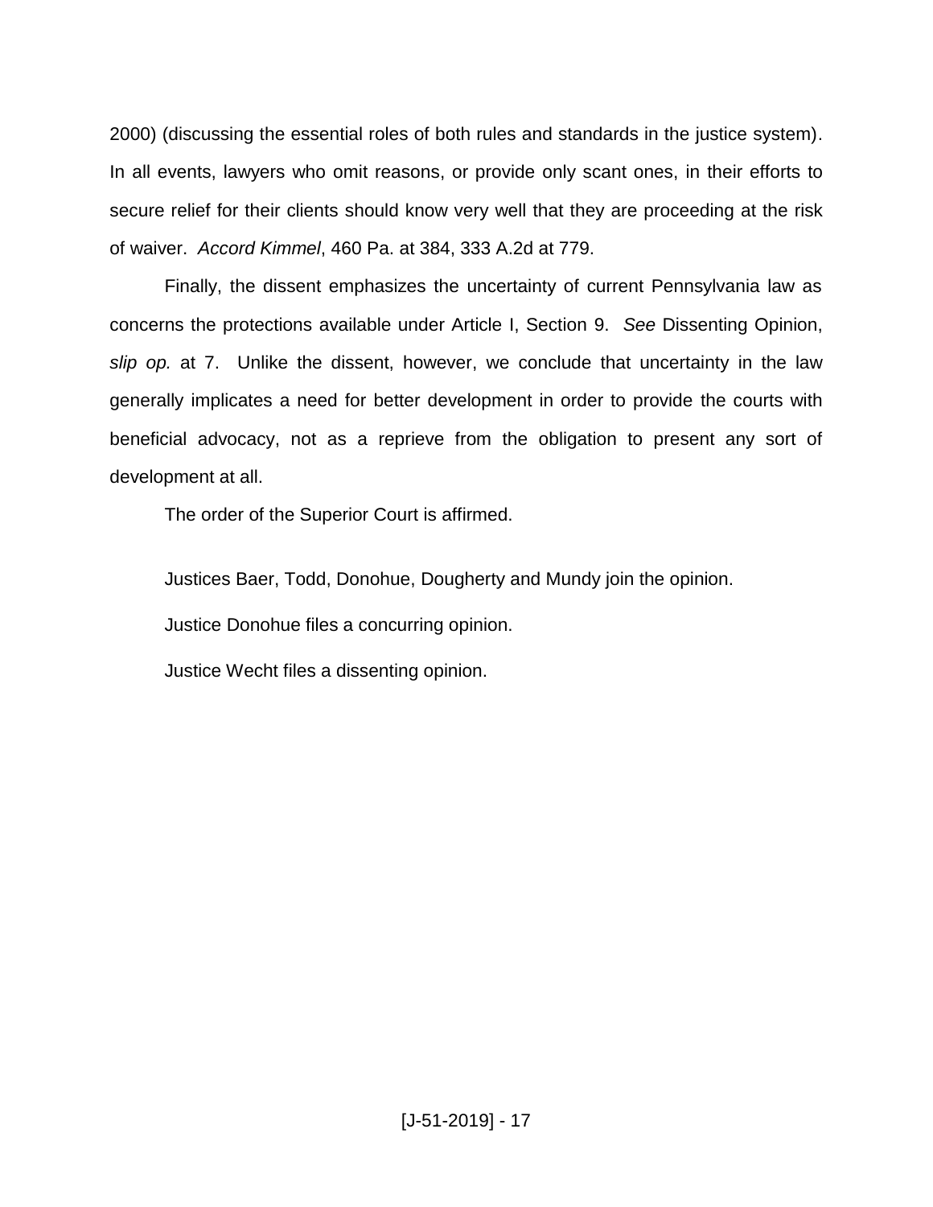2000) (discussing the essential roles of both rules and standards in the justice system). In all events, lawyers who omit reasons, or provide only scant ones, in their efforts to secure relief for their clients should know very well that they are proceeding at the risk of waiver. *Accord Kimmel*, 460 Pa. at 384, 333 A.2d at 779.

Finally, the dissent emphasizes the uncertainty of current Pennsylvania law as concerns the protections available under Article I, Section 9. *See* Dissenting Opinion, *slip op.* at 7. Unlike the dissent, however, we conclude that uncertainty in the law generally implicates a need for better development in order to provide the courts with beneficial advocacy, not as a reprieve from the obligation to present any sort of development at all.

The order of the Superior Court is affirmed.

Justices Baer, Todd, Donohue, Dougherty and Mundy join the opinion.

Justice Donohue files a concurring opinion.

Justice Wecht files a dissenting opinion.